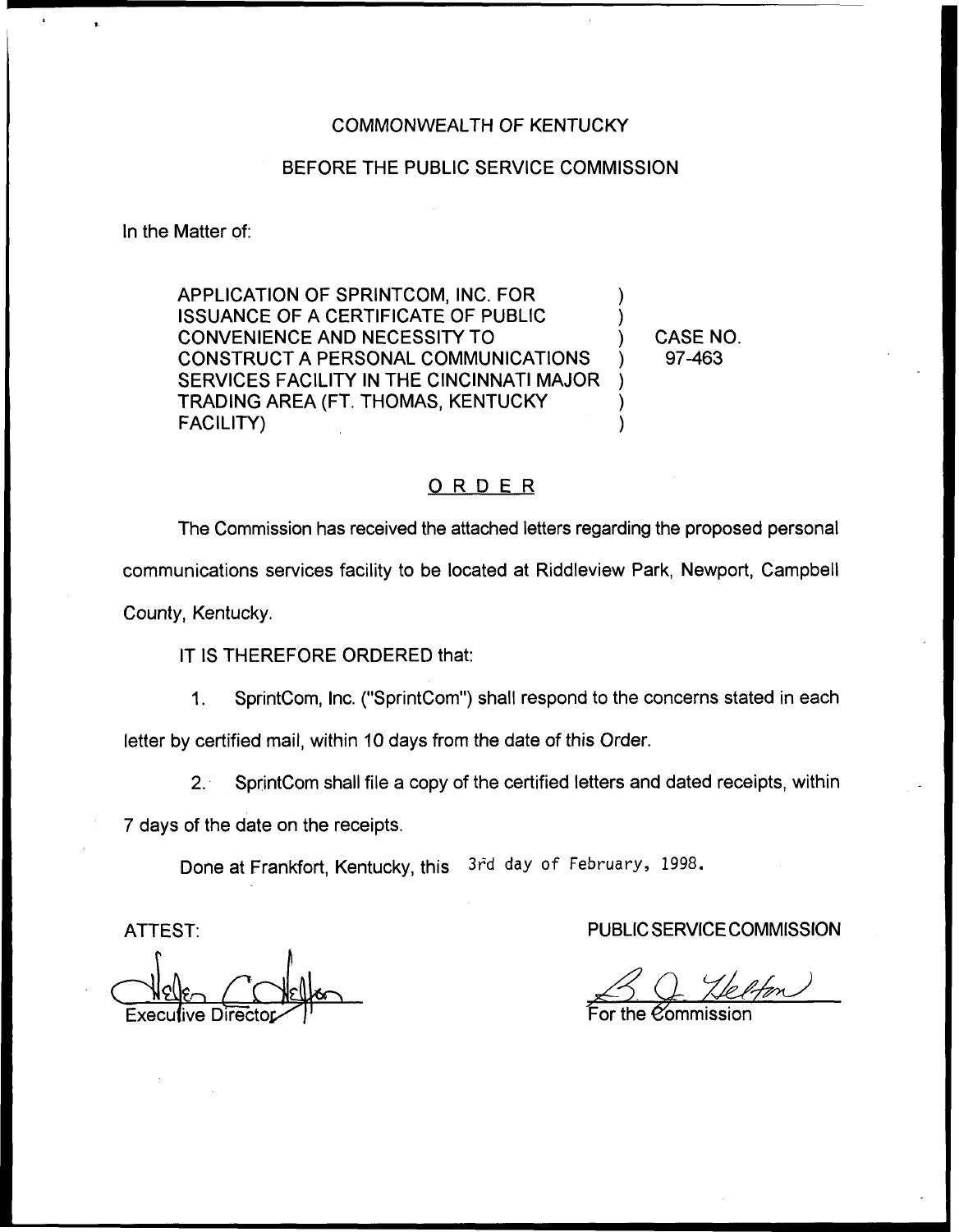COMMONWEALTH OF KENTUCKY

BEFORE THE PUBLIC SERVICE COMMISSION

In the Matter of:

APPLICATION OF SPRINTCOM, INC. FOR ISSUANCE OF A CERTIFICATE OF PUBLIC CONVENIENCE AND NECESSITY TO CONSTRUCT A PERSONAL COMMUNICATIONS SERVICES FACILITY IN THE CINCINNATI MAJOR TRADING AREA (FT. THOMAS, KENTUCKY FACILITY) ) CASE NO. 97-463

## ORDER

The Commission has received the attached letters regarding the proposed personal communications services facility to be located at Riddleview Park, Newport, Campbell County, Kentucky.

IT IS THEREFORE ORDERED that:

1. SprintCom, Inc. ("SprintCom") shall respond to the concerns stated in each letter by certified mail, within 10 days from the date of this Order.

2. SprintCom shall file a copy of the certified letters and dated receipts, within 7 days of the date on the receipts.

Done at Frankfort, Kentucky, this 3rd day of February, 1998.

ATTEST:

Executive Director

PUBLIC SERVICE COMMISSION

For the Commission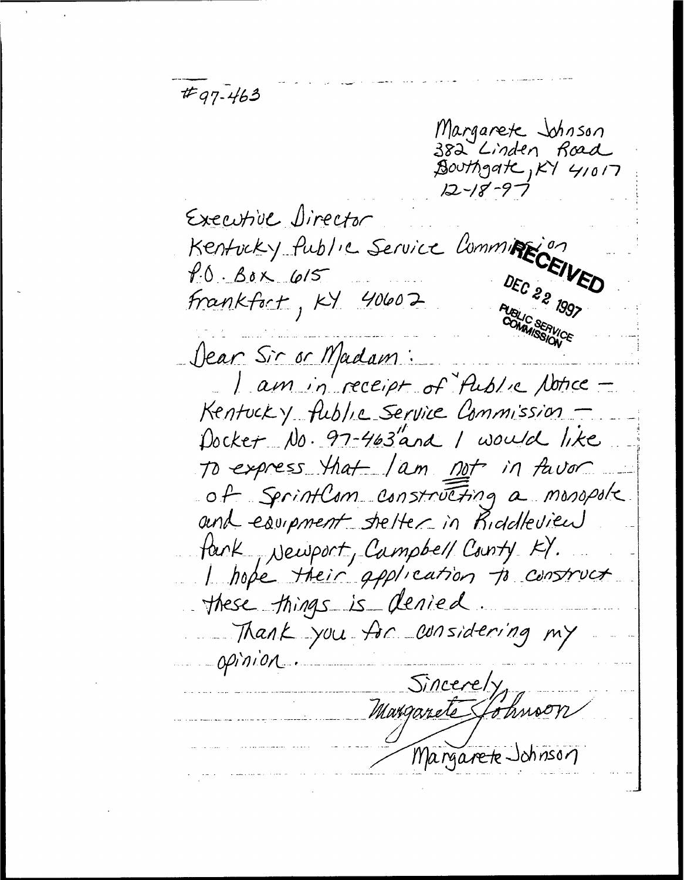#97-463

Margarete Johnson
382 Linden Road
Southgate, KY 41017
12-18-97

Executive Director
Kentucky Public Service Commission
P.O. Box 615
Frankfort, KY 40602

RECEIVED
DEC 22 1997
PUBLIC SERVICE COMMISSION

Dear Sir or Madam:

I am in receipt of "Public Notice – Kentucky Public Service Commission – Docket No. 97-463" and I would like to express that I am not in favor of SprintCom constructing a monopole and equipment shelter in Riddleview Park Newport, Campbell County KY. I hope their application to construct these things is denied.

Thank you for considering my opinion.

Sincerely,

Margarete Johnson

Margarete Johnson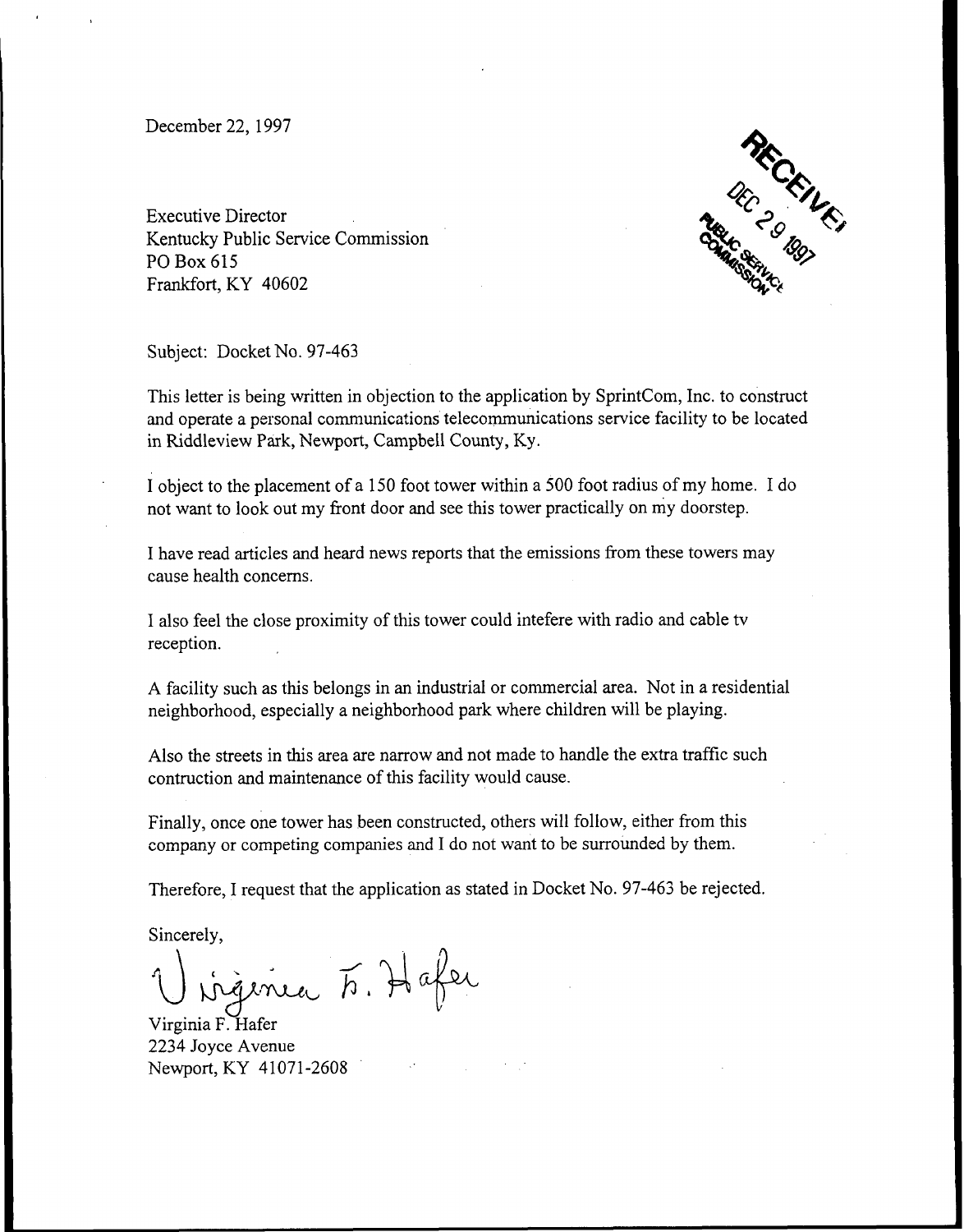December 22, 1997

RECEIVED
DEC 29 1997
PUBLIC SERVICE COMMISSION

Executive Director
Kentucky Public Service Commission
PO Box 615
Frankfort, KY 40602

Subject: Docket No. 97-463

This letter is being written in objection to the application by SprintCom, Inc. to construct and operate a personal communications telecommunications service facility to be located in Riddleview Park, Newport, Campbell County, Ky.

I object to the placement of a 150 foot tower within a 500 foot radius of my home. I do not want to look out my front door and see this tower practically on my doorstep.

I have read articles and heard news reports that the emissions from these towers may cause health concerns.

I also feel the close proximity of this tower could intefere with radio and cable tv reception.

A facility such as this belongs in an industrial or commercial area. Not in a residential neighborhood, especially a neighborhood park where children will be playing.

Also the streets in this area are narrow and not made to handle the extra traffic such contruction and maintenance of this facility would cause.

Finally, once one tower has been constructed, others will follow, either from this company or competing companies and I do not want to be surrounded by them.

Therefore, I request that the application as stated in Docket No. 97-463 be rejected.

Sincerely,

Virginia F. Hafer

Virginia F. Hafer
2234 Joyce Avenue
Newport, KY 41071-2608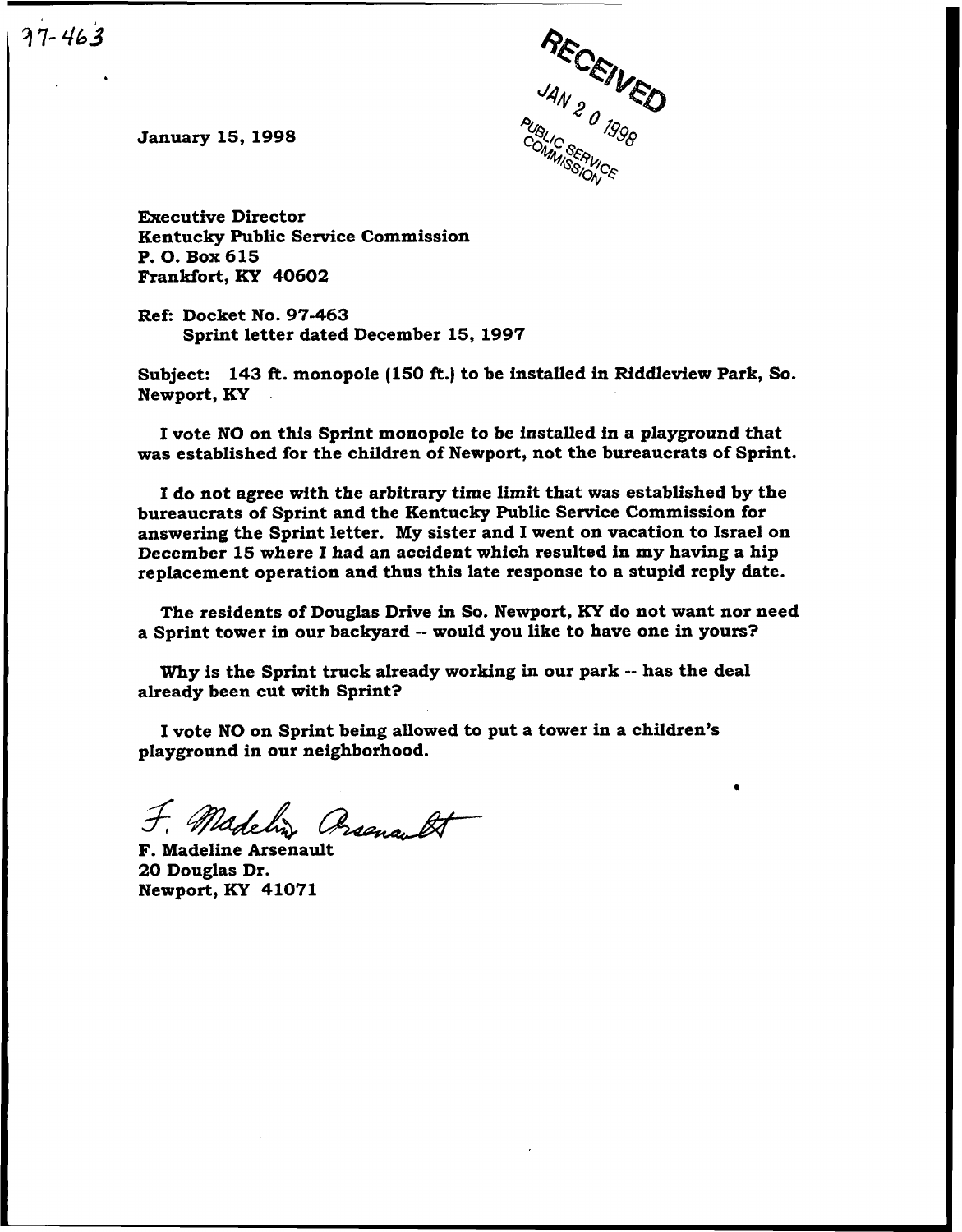97-463

RECEIVED
JAN 20 1998
PUBLIC SERVICE COMMISSION

January 15, 1998

Executive Director
Kentucky Public Service Commission
P. O. Box 615
Frankfort, KY 40602

Ref: Docket No. 97-463
Sprint letter dated December 15, 1997

Subject: 143 ft. monopole (150 ft.) to be installed in Riddleview Park, So. Newport, KY

I vote NO on this Sprint monopole to be installed in a playground that was established for the children of Newport, not the bureaucrats of Sprint.

I do not agree with the arbitrary time limit that was established by the bureaucrats of Sprint and the Kentucky Public Service Commission for answering the Sprint letter. My sister and I went on vacation to Israel on December 15 where I had an accident which resulted in my having a hip replacement operation and thus this late response to a stupid reply date.

The residents of Douglas Drive in So. Newport, KY do not want nor need a Sprint tower in our backyard -- would you like to have one in yours?

Why is the Sprint truck already working in our park -- has the deal already been cut with Sprint?

I vote NO on Sprint being allowed to put a tower in a children's playground in our neighborhood.

F. Madeline Arsenault

F. Madeline Arsenault
20 Douglas Dr.
Newport, KY 41071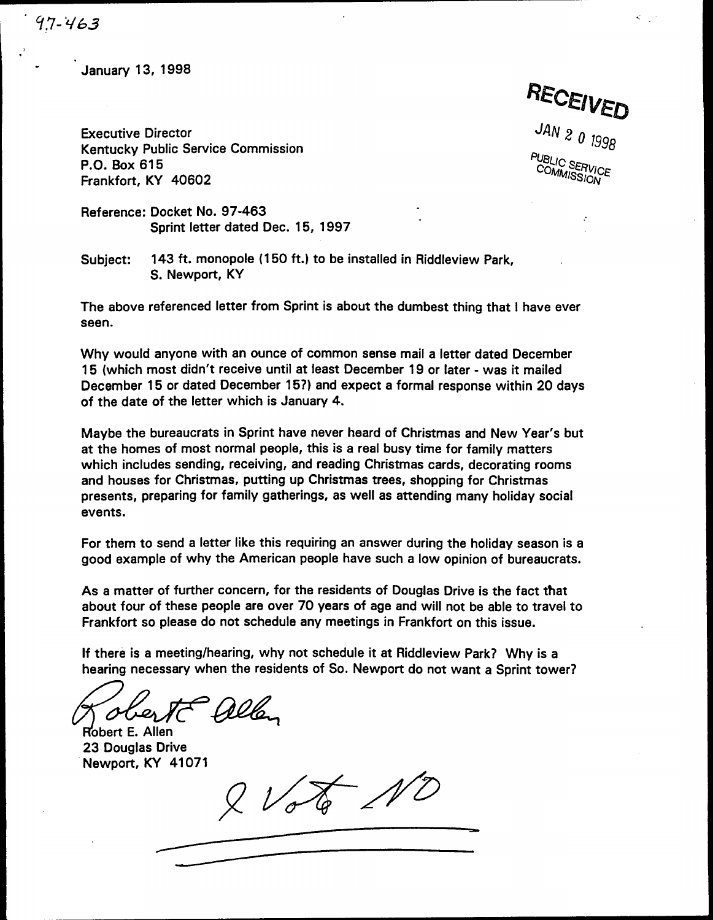97-463

January 13, 1998

RECEIVED

JAN 20 1998

PUBLIC SERVICE COMMISSION

Executive Director
Kentucky Public Service Commission
P.O. Box 615
Frankfort, KY 40602

Reference: Docket No. 97-463
Sprint letter dated Dec. 15, 1997

Subject: 143 ft. monopole (150 ft.) to be installed in Riddleview Park, S. Newport, KY

The above referenced letter from Sprint is about the dumbest thing that I have ever seen.

Why would anyone with an ounce of common sense mail a letter dated December 15 (which most didn't receive until at least December 19 or later - was it mailed December 15 or dated December 15?) and expect a formal response within 20 days of the date of the letter which is January 4.

Maybe the bureaucrats in Sprint have never heard of Christmas and New Year's but at the homes of most normal people, this is a real busy time for family matters which includes sending, receiving, and reading Christmas cards, decorating rooms and houses for Christmas, putting up Christmas trees, shopping for Christmas presents, preparing for family gatherings, as well as attending many holiday social events.

For them to send a letter like this requiring an answer during the holiday season is a good example of why the American people have such a low opinion of bureaucrats.

As a matter of further concern, for the residents of Douglas Drive is the fact that about four of these people are over 70 years of age and will not be able to travel to Frankfort so please do not schedule any meetings in Frankfort on this issue.

If there is a meeting/hearing, why not schedule it at Riddleview Park? Why is a hearing necessary when the residents of So. Newport do not want a Sprint tower?

Robert E. Allen

Robert E. Allen
23 Douglas Drive
Newport, KY 41071

I Vote NO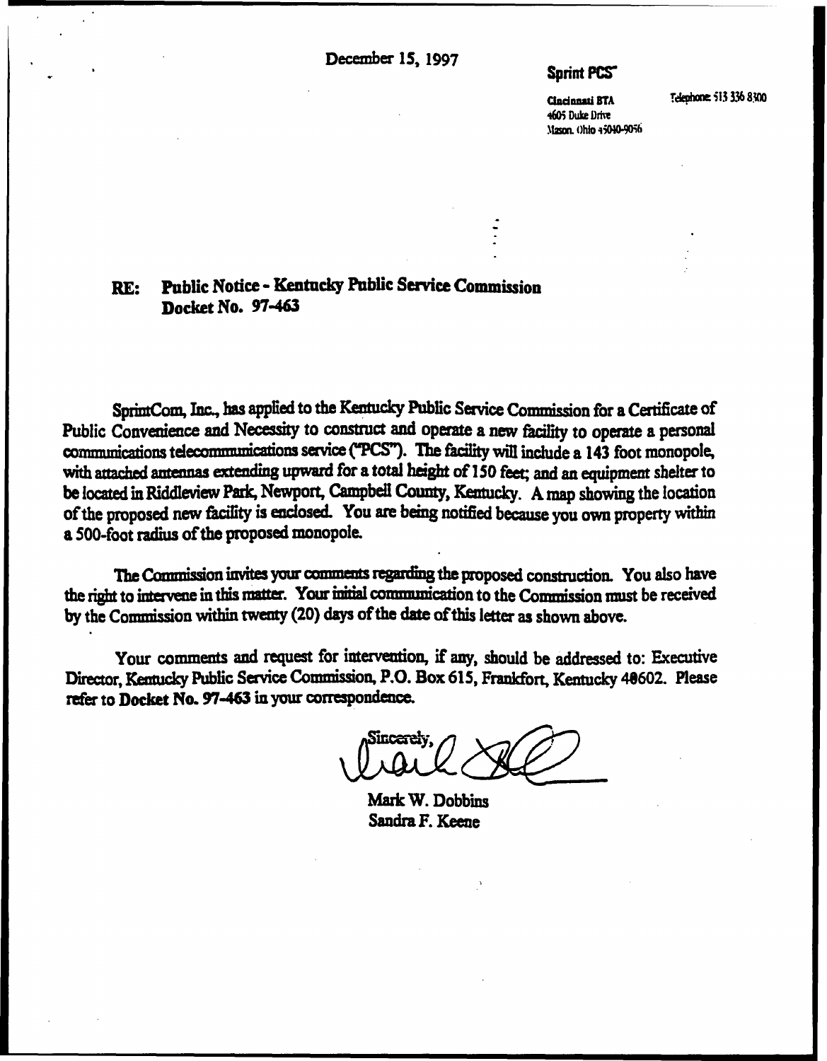December 15, 1997

**Sprint PCS**

Cincinnati BTA
4605 Duke Drive
Mason, Ohio 45040-9056

Telephone 513 336 8300

**RE: Public Notice - Kentucky Public Service Commission**
**Docket No. 97-463**

SprintCom, Inc., has applied to the Kentucky Public Service Commission for a Certificate of Public Convenience and Necessity to construct and operate a new facility to operate a personal communications telecommunications service ("PCS"). The facility will include a 143 foot monopole, with attached antennas extending upward for a total height of 150 feet; and an equipment shelter to be located in Riddleview Park, Newport, Campbell County, Kentucky. A map showing the location of the proposed new facility is enclosed. You are being notified because you own property within a 500-foot radius of the proposed monopole.

The Commission invites your comments regarding the proposed construction. You also have the right to intervene in this matter. Your initial communication to the Commission must be received by the Commission within twenty (20) days of the date of this letter as shown above.

Your comments and request for intervention, if any, should be addressed to: Executive Director, Kentucky Public Service Commission, P.O. Box 615, Frankfort, Kentucky 40602. Please refer to **Docket No. 97-463** in your correspondence.

Sincerely,

Mark W. Dobbins
Sandra F. Keene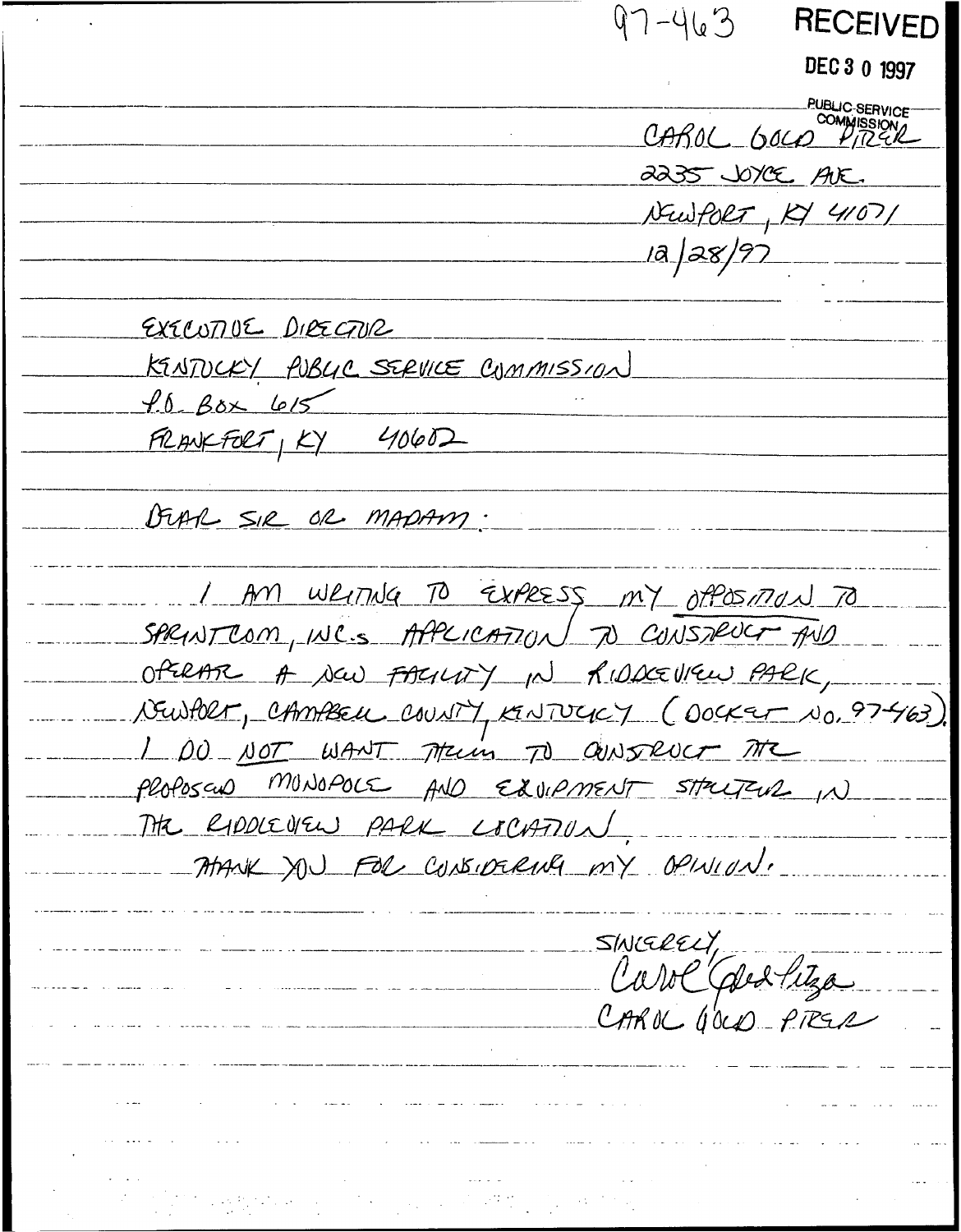97-463

**RECEIVED**

DEC 3 0 1997

PUBLIC SERVICE COMMISSION

CAROL GOLD PITZER
2235 JOYCE AVE.
NEWPORT, KY 41071
12/28/97

EXECUTIVE DIRECTOR
KENTUCKY PUBLIC SERVICE COMMISSION
P.O. BOX 615
FRANKFORT, KY 40602

DEAR SIR OR MADAM:

I AM WRITING TO EXPRESS MY OPPOSITION TO SPRINTCOM, INC.'S APPLICATION TO CONSTRUCT AND OPERATE A NEW FACILITY IN RIDDLEVIEW PARK, NEWPORT, CAMPBELL COUNTY, KENTUCKY (DOCKET NO. 97-463). I DO NOT WANT THEM TO CONSTRUCT THE PROPOSED MONOPOLE AND EQUIPMENT STRUCTURE IN THE RIDDLEVIEW PARK LOCATION.

THANK YOU FOR CONSIDERING MY OPINION.

SINCERELY,
Carol Gold Pitzer
CAROL GOLD PITZER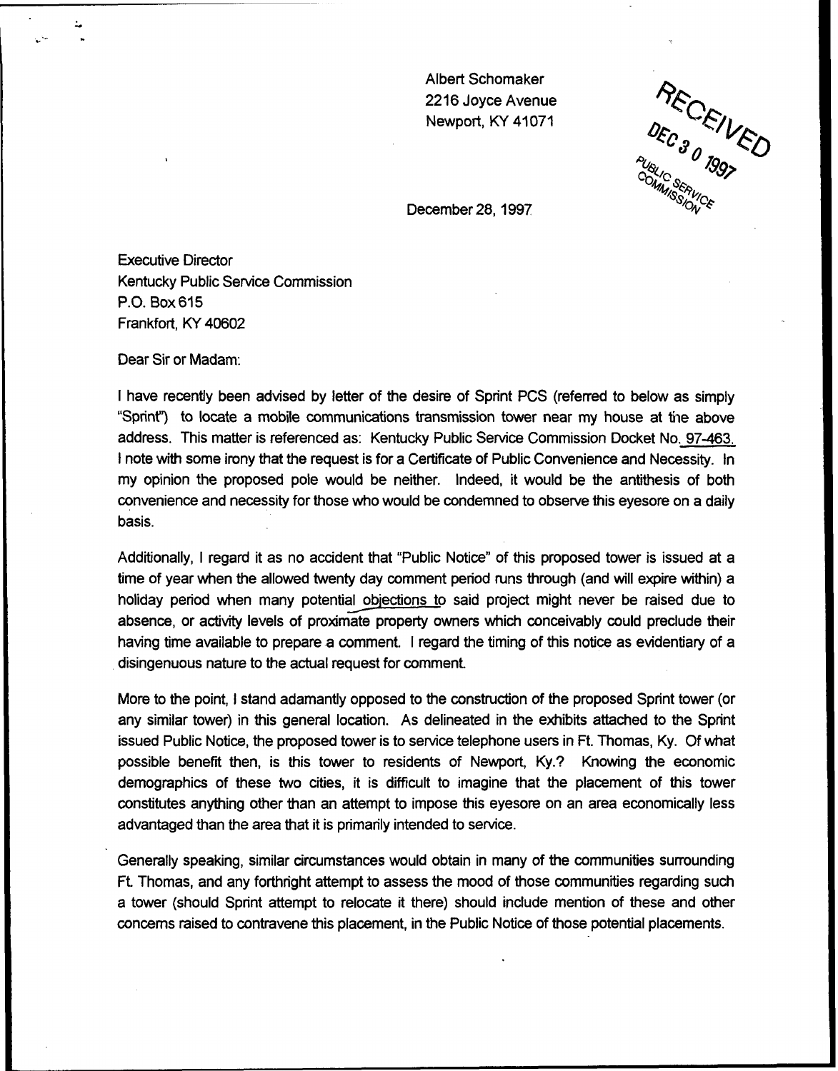Albert Schomaker
2216 Joyce Avenue
Newport, KY 41071

RECEIVED
DEC 30 1997
PUBLIC SERVICE
COMMISSION

December 28, 1997

Executive Director
Kentucky Public Service Commission
P.O. Box 615
Frankfort, KY 40602

Dear Sir or Madam:

I have recently been advised by letter of the desire of Sprint PCS (referred to below as simply "Sprint") to locate a mobile communications transmission tower near my house at the above address. This matter is referenced as: Kentucky Public Service Commission Docket No. 97-463. I note with some irony that the request is for a Certificate of Public Convenience and Necessity. In my opinion the proposed pole would be neither. Indeed, it would be the antithesis of both convenience and necessity for those who would be condemned to observe this eyesore on a daily basis.

Additionally, I regard it as no accident that "Public Notice" of this proposed tower is issued at a time of year when the allowed twenty day comment period runs through (and will expire within) a holiday period when many potential objections to said project might never be raised due to absence, or activity levels of proximate property owners which conceivably could preclude their having time available to prepare a comment. I regard the timing of this notice as evidentiary of a disingenuous nature to the actual request for comment.

More to the point, I stand adamantly opposed to the construction of the proposed Sprint tower (or any similar tower) in this general location. As delineated in the exhibits attached to the Sprint issued Public Notice, the proposed tower is to service telephone users in Ft. Thomas, Ky. Of what possible benefit then, is this tower to residents of Newport, Ky.? Knowing the economic demographics of these two cities, it is difficult to imagine that the placement of this tower constitutes anything other than an attempt to impose this eyesore on an area economically less advantaged than the area that it is primarily intended to service.

Generally speaking, similar circumstances would obtain in many of the communities surrounding Ft. Thomas, and any forthright attempt to assess the mood of those communities regarding such a tower (should Sprint attempt to relocate it there) should include mention of these and other concerns raised to contravene this placement, in the Public Notice of those potential placements.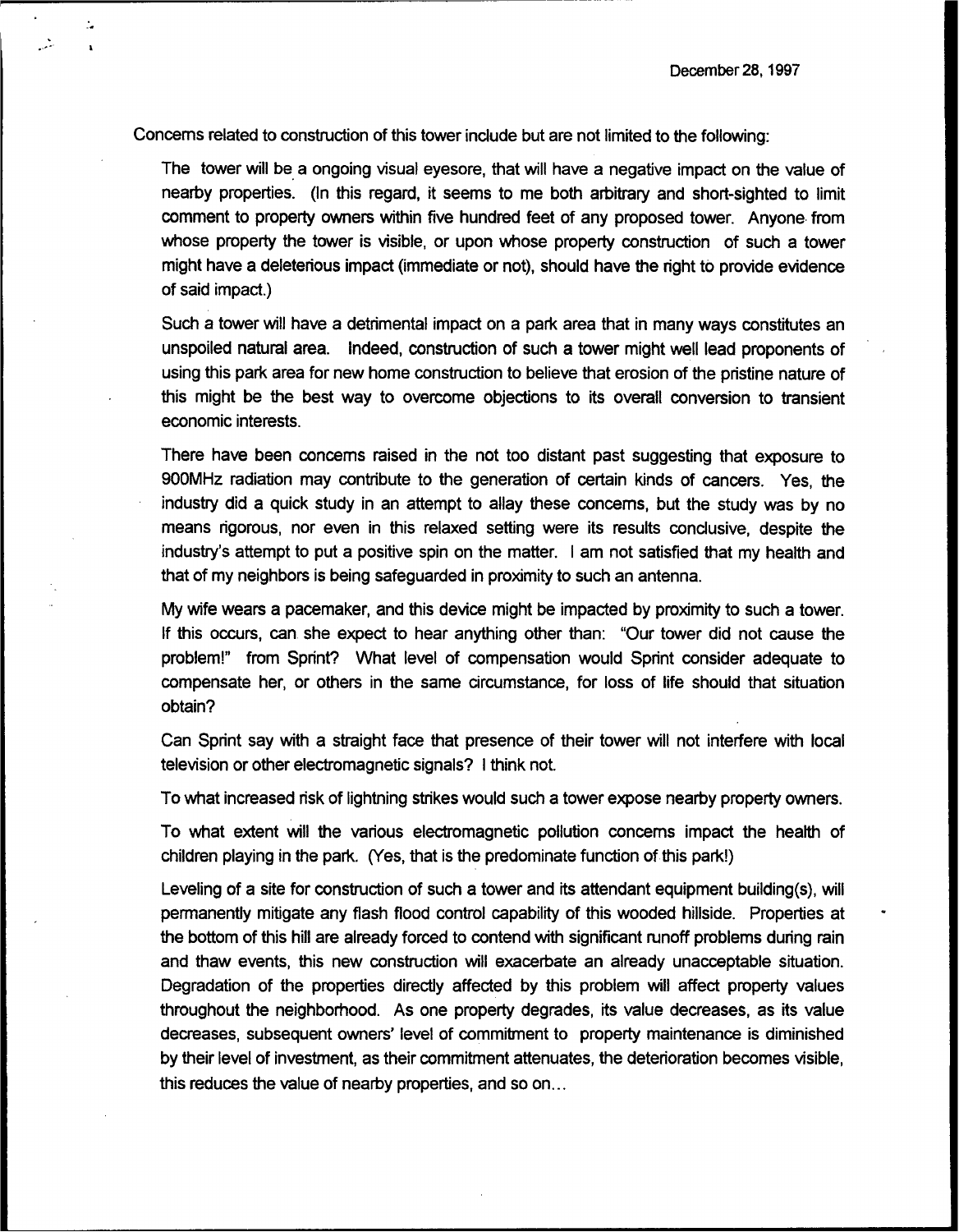December 28, 1997

Concerns related to construction of this tower include but are not limited to the following:

The tower will be a ongoing visual eyesore, that will have a negative impact on the value of nearby properties. (In this regard, it seems to me both arbitrary and short-sighted to limit comment to property owners within five hundred feet of any proposed tower. Anyone from whose property the tower is visible, or upon whose property construction of such a tower might have a deleterious impact (immediate or not), should have the right to provide evidence of said impact.)

Such a tower will have a detrimental impact on a park area that in many ways constitutes an unspoiled natural area. Indeed, construction of such a tower might well lead proponents of using this park area for new home construction to believe that erosion of the pristine nature of this might be the best way to overcome objections to its overall conversion to transient economic interests.

There have been concerns raised in the not too distant past suggesting that exposure to 900MHz radiation may contribute to the generation of certain kinds of cancers. Yes, the industry did a quick study in an attempt to allay these concerns, but the study was by no means rigorous, nor even in this relaxed setting were its results conclusive, despite the industry's attempt to put a positive spin on the matter. I am not satisfied that my health and that of my neighbors is being safeguarded in proximity to such an antenna.

My wife wears a pacemaker, and this device might be impacted by proximity to such a tower. If this occurs, can she expect to hear anything other than: "Our tower did not cause the problem!" from Sprint? What level of compensation would Sprint consider adequate to compensate her, or others in the same circumstance, for loss of life should that situation obtain?

Can Sprint say with a straight face that presence of their tower will not interfere with local television or other electromagnetic signals? I think not.

To what increased risk of lightning strikes would such a tower expose nearby property owners.

To what extent will the various electromagnetic pollution concerns impact the health of children playing in the park. (Yes, that is the predominate function of this park!)

Leveling of a site for construction of such a tower and its attendant equipment building(s), will permanently mitigate any flash flood control capability of this wooded hillside. Properties at the bottom of this hill are already forced to contend with significant runoff problems during rain and thaw events, this new construction will exacerbate an already unacceptable situation. Degradation of the properties directly affected by this problem will affect property values throughout the neighborhood. As one property degrades, its value decreases, as its value decreases, subsequent owners' level of commitment to property maintenance is diminished by their level of investment, as their commitment attenuates, the deterioration becomes visible, this reduces the value of nearby properties, and so on...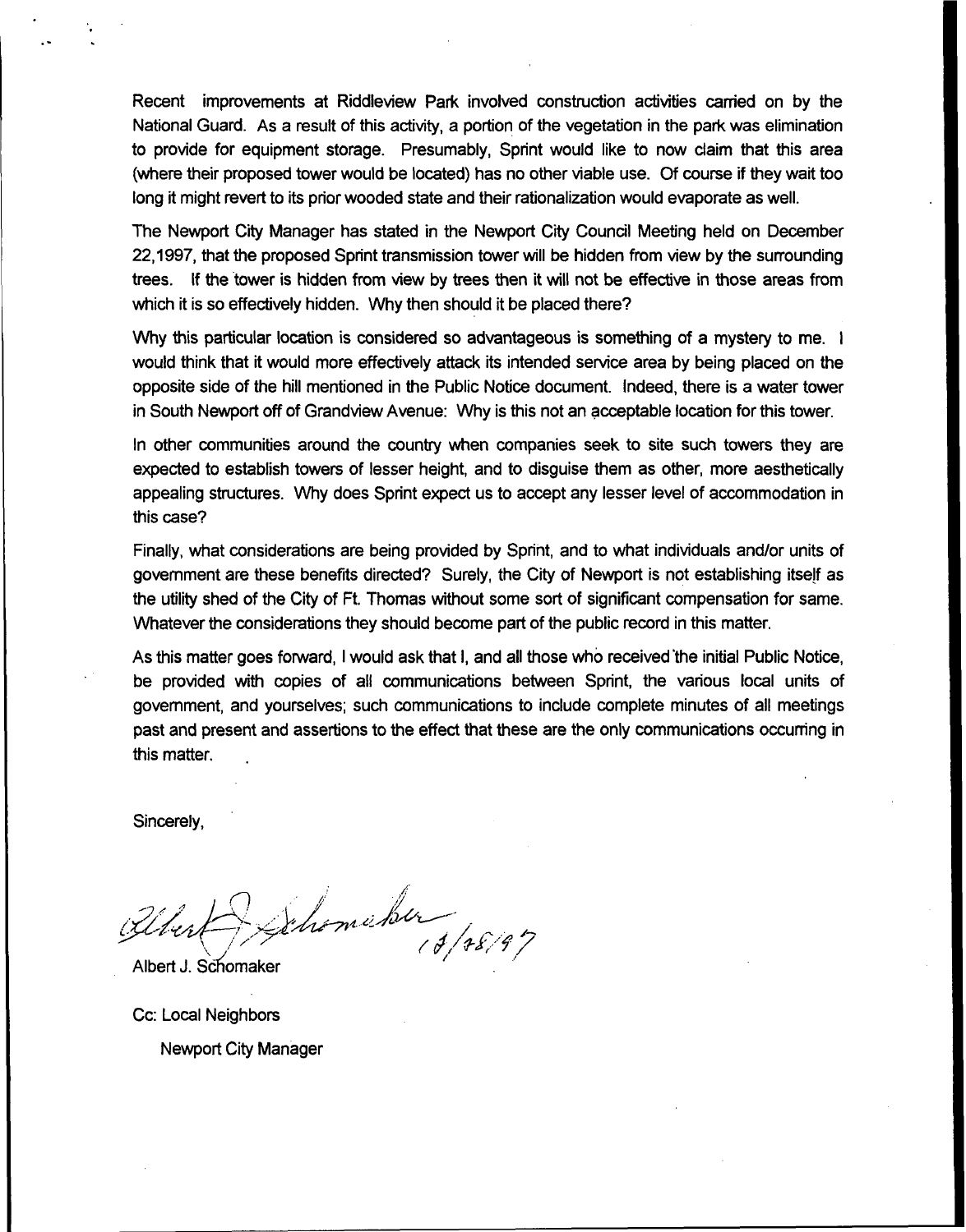Recent improvements at Riddleview Park involved construction activities carried on by the National Guard. As a result of this activity, a portion of the vegetation in the park was elimination to provide for equipment storage. Presumably, Sprint would like to now claim that this area (where their proposed tower would be located) has no other viable use. Of course if they wait too long it might revert to its prior wooded state and their rationalization would evaporate as well.

The Newport City Manager has stated in the Newport City Council Meeting held on December 22,1997, that the proposed Sprint transmission tower will be hidden from view by the surrounding trees. If the tower is hidden from view by trees then it will not be effective in those areas from which it is so effectively hidden. Why then should it be placed there?

Why this particular location is considered so advantageous is something of a mystery to me. I would think that it would more effectively attack its intended service area by being placed on the opposite side of the hill mentioned in the Public Notice document. Indeed, there is a water tower in South Newport off of Grandview Avenue: Why is this not an acceptable location for this tower.

In other communities around the country when companies seek to site such towers they are expected to establish towers of lesser height, and to disguise them as other, more aesthetically appealing structures. Why does Sprint expect us to accept any lesser level of accommodation in this case?

Finally, what considerations are being provided by Sprint, and to what individuals and/or units of government are these benefits directed? Surely, the City of Newport is not establishing itself as the utility shed of the City of Ft. Thomas without some sort of significant compensation for same. Whatever the considerations they should become part of the public record in this matter.

As this matter goes forward, I would ask that I, and all those who received the initial Public Notice, be provided with copies of all communications between Sprint, the various local units of government, and yourselves; such communications to include complete minutes of all meetings past and present and assertions to the effect that these are the only communications occurring in this matter.

Sincerely,

Albert J. Schomaker 12/28/97

Albert J. Schomaker

Cc: Local Neighbors

Newport City Manager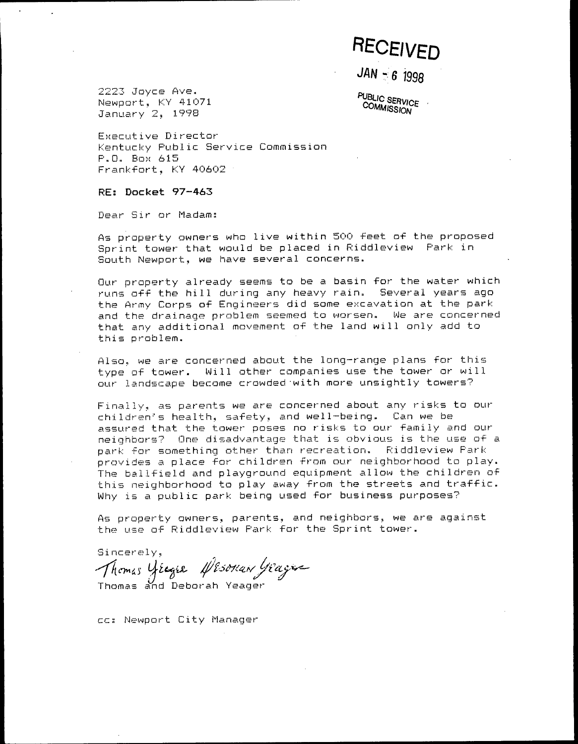RECEIVED

JAN - 6 1998

PUBLIC SERVICE COMMISSION

2223 Joyce Ave.
Newport, KY 41071
January 2, 1998

Executive Director
Kentucky Public Service Commission
P.O. Box 615
Frankfort, KY 40602

**RE: Docket 97-463**

Dear Sir or Madam:

As property owners who live within 500 feet of the proposed Sprint tower that would be placed in Riddleview Park in South Newport, we have several concerns.

Our property already seems to be a basin for the water which runs off the hill during any heavy rain. Several years ago the Army Corps of Engineers did some excavation at the park and the drainage problem seemed to worsen. We are concerned that any additional movement of the land will only add to this problem.

Also, we are concerned about the long-range plans for this type of tower. Will other companies use the tower or will our landscape become crowded with more unsightly towers?

Finally, as parents we are concerned about any risks to our children's health, safety, and well-being. Can we be assured that the tower poses no risks to our family and our neighbors? One disadvantage that is obvious is the use of a park for something other than recreation. Riddleview Park provides a place for children from our neighborhood to play. The ballfield and playground equipment allow the children of this neighborhood to play away from the streets and traffic. Why is a public park being used for business purposes?

As property owners, parents, and neighbors, we are against the use of Riddleview Park for the Sprint tower.

Sincerely,

Thomas Yeager Deborah Yeager

Thomas and Deborah Yeager

cc: Newport City Manager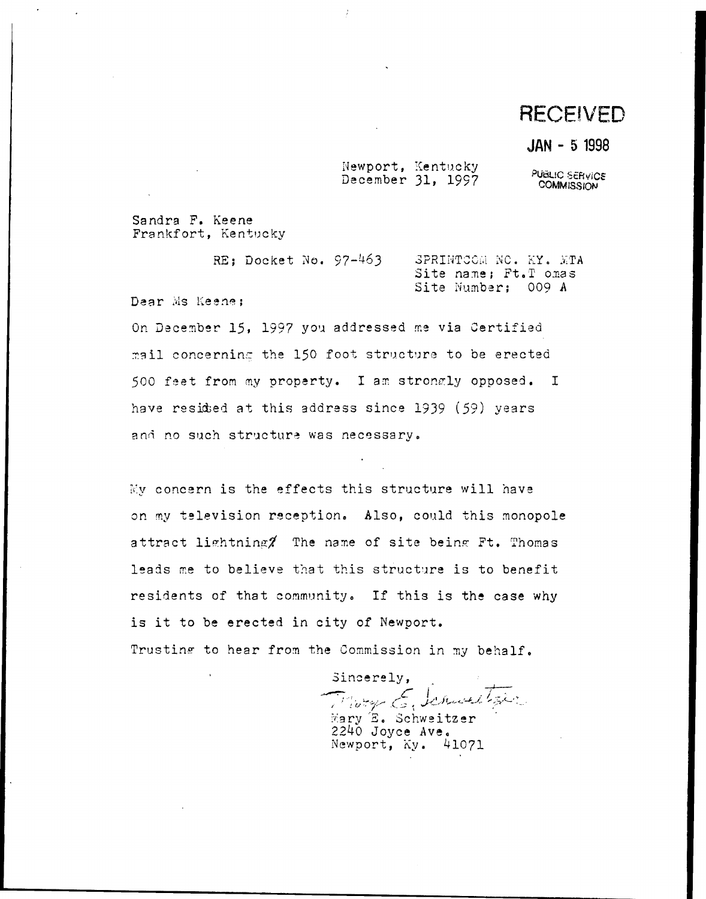RECEIVED

JAN - 5 1998

PUBLIC SERVICE COMMISSION

Newport, Kentucky
December 31, 1997

Sandra F. Keene
Frankfort, Kentucky

RE; Docket No. 97-463 SPRINTCOM NC. KY. MTA
Site name; Ft.T omas
Site Number; 009 A

Dear Ms Keene;

On December 15, 1997 you addressed me via Certified mail concerning the 150 foot structure to be erected 500 feet from my property. I am strongly opposed. I have resided at this address since 1939 (59) years and no such structure was necessary.

My concern is the effects this structure will have on my television reception. Also, could this monopole attract lightning? The name of site being Ft. Thomas leads me to believe that this structure is to benefit residents of that community. If this is the case why is it to be erected in city of Newport.

Trusting to hear from the Commission in my behalf.

Sincerely,

Mary E. Schweitzer
2240 Joyce Ave.
Newport, Ky. 41071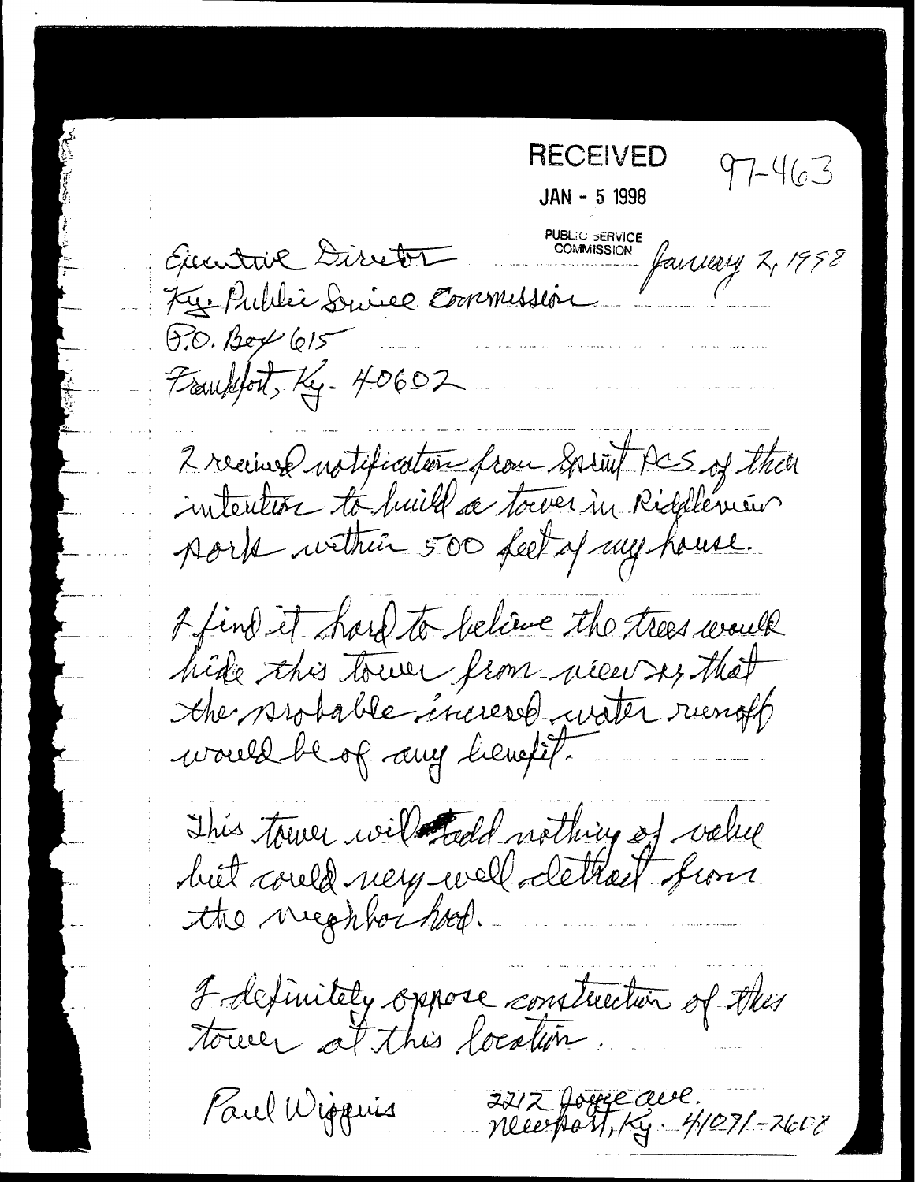RECEIVED

JAN - 5 1998

PUBLIC SERVICE COMMISSION

97-463

January 2, 1998

Executive Director
Ky. Public Service Commission
P.O. Box 615
Frankfort, Ky. 40602

I received notification from Sprint PCS of their intention to build a tower in Riddlemen Park within 500 feet of my house.

I find it hard to believe the trees would hide this tower from view or that the probable increased water runoff would be of any benefit.

This tower will add nothing of value but could very well detract from the neighborhood.

I definitely oppose construction of this tower at this location.

Paul Wiggins

2212 Joyce ave.
Newport, Ky. 41071-2608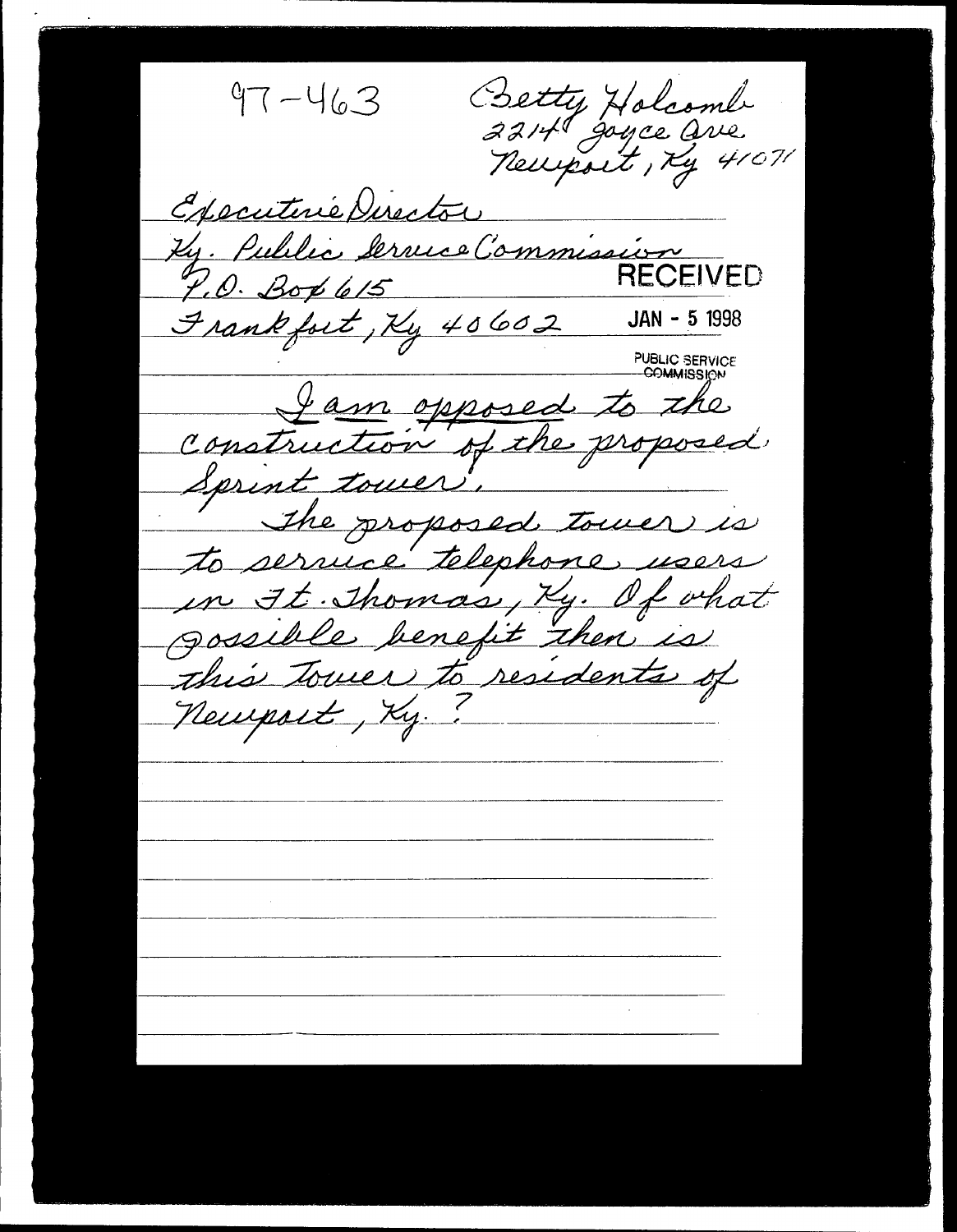97-463

Betty Holcomb
2214 Joyce Ave.
Newport, Ky 41071

Executive Director
Ky. Public Service Commission
P.O. Box 615
Frankfort, Ky 40602

RECEIVED
JAN - 5 1998
PUBLIC SERVICE COMMISSION

I am opposed to the construction of the proposed Sprint tower.

The proposed tower is to service telephone users in Ft. Thomas, Ky. Of what possible benefit then is this Tower to residents of Newport, Ky.?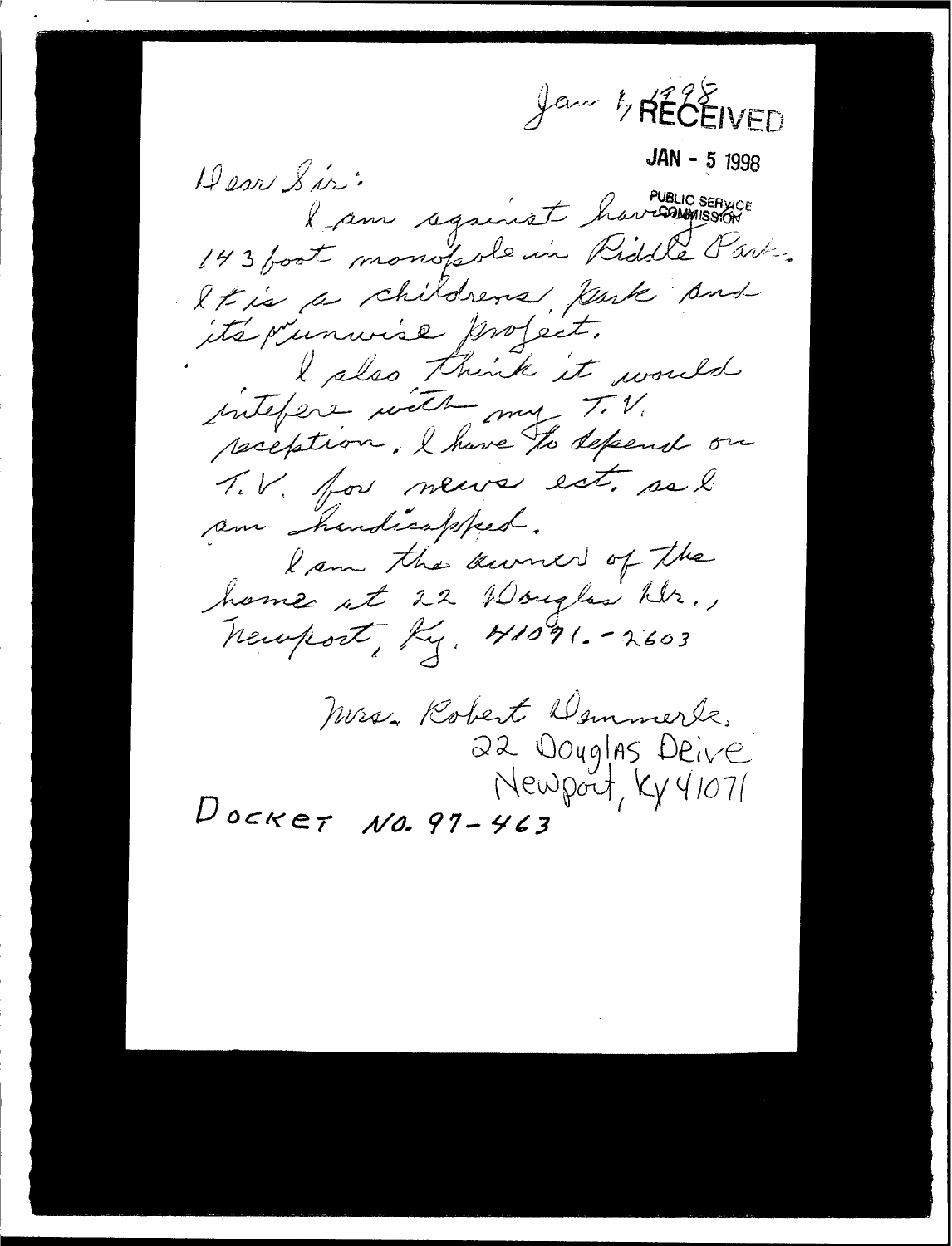Jan 1, 1998

RECEIVED

JAN - 5 1998

PUBLIC SERVICE COMMISSION

Dear Sir:

I am against having 143 foot monopole in Riddle Park. It is a childrens park and its unwise project.

I also think it would intefere with my T.V. reception. I have to depend on T.V. for news ect. as I am handicapped.

I am the owner of the home at 22 Douglas Dr., Newport, Ky. 41071.-2603

Mrs. Robert Wemmerle,
22 Douglas Drive
Newport, Ky 41071

DOCKET NO. 97-463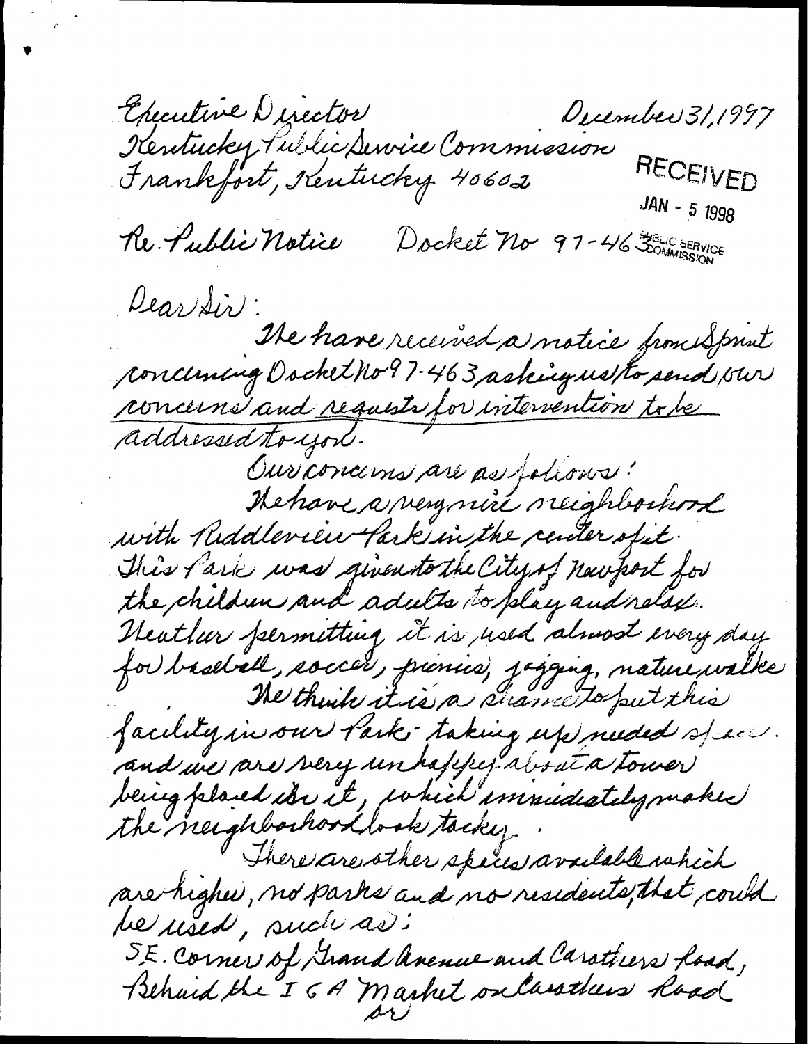Executive Director
Kentucky Public Service Commission
Frankfort, Kentucky 40602

December 31, 1997

RECEIVED
JAN - 5 1998
PUBLIC SERVICE COMMISSION

Re. Public Notice Docket No 97-463

Dear Sir:

We have received a notice from Sprint concerning Docket No 97-463 asking us to send our concerns and requests for intervention to be addressed to you.

Our concerns are as follows:

We have a very nice neighborhood with Riddleview Park in the center of it. This Park was given to the City of Newport for the children and adults to play and relax. Weather permitting it is used almost every day for baseball, soccer, picnics, jogging, nature walks.

We think it is a shame to put this facility in our Park - taking up needed space. and we are very unhappy about a tower being placed on it, which immediately makes the neighborhood look tacky.

There are other spaces available which are higher, no parks and no residents, that could be used, such as:

S.E. Corner of Grand Avenue and Carothers Road,
Behind the IGA Market on Carothers Road
or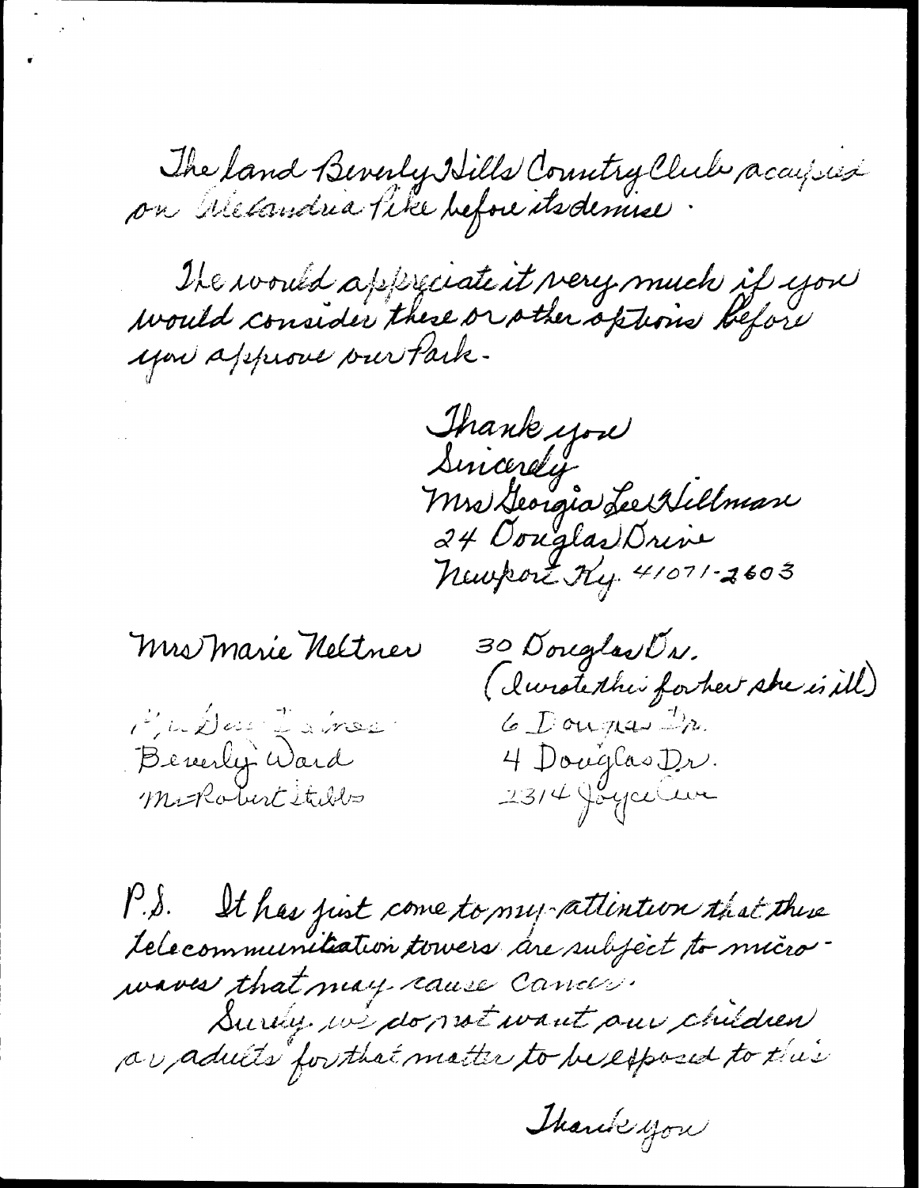The land Beverly Hills Country Club acquired on Alexandria Pike before its demise.

We would appreciate it very much if you would consider these or other options before you approve our Park.

Thank you
Sincerely
Mrs Georgia Lee Hillman
24 Douglas Drive
Newport Ky. 41071-2603

Mrs Marie Neltner — 30 Douglas Dr.
(I wrote this for her she is ill)

Mr Dan Daines — 6 Douglas Dr.
Beverly Ward — 4 Douglas Dr.
Mr Robert Stubbs — 2314 Joyce Ave

P.S. It has just come to my attention that these telecommunication towers are subject to micro-waves that may cause Cancer.
Surely we do not want our children or adults for that matter to be exposed to this

Thank you